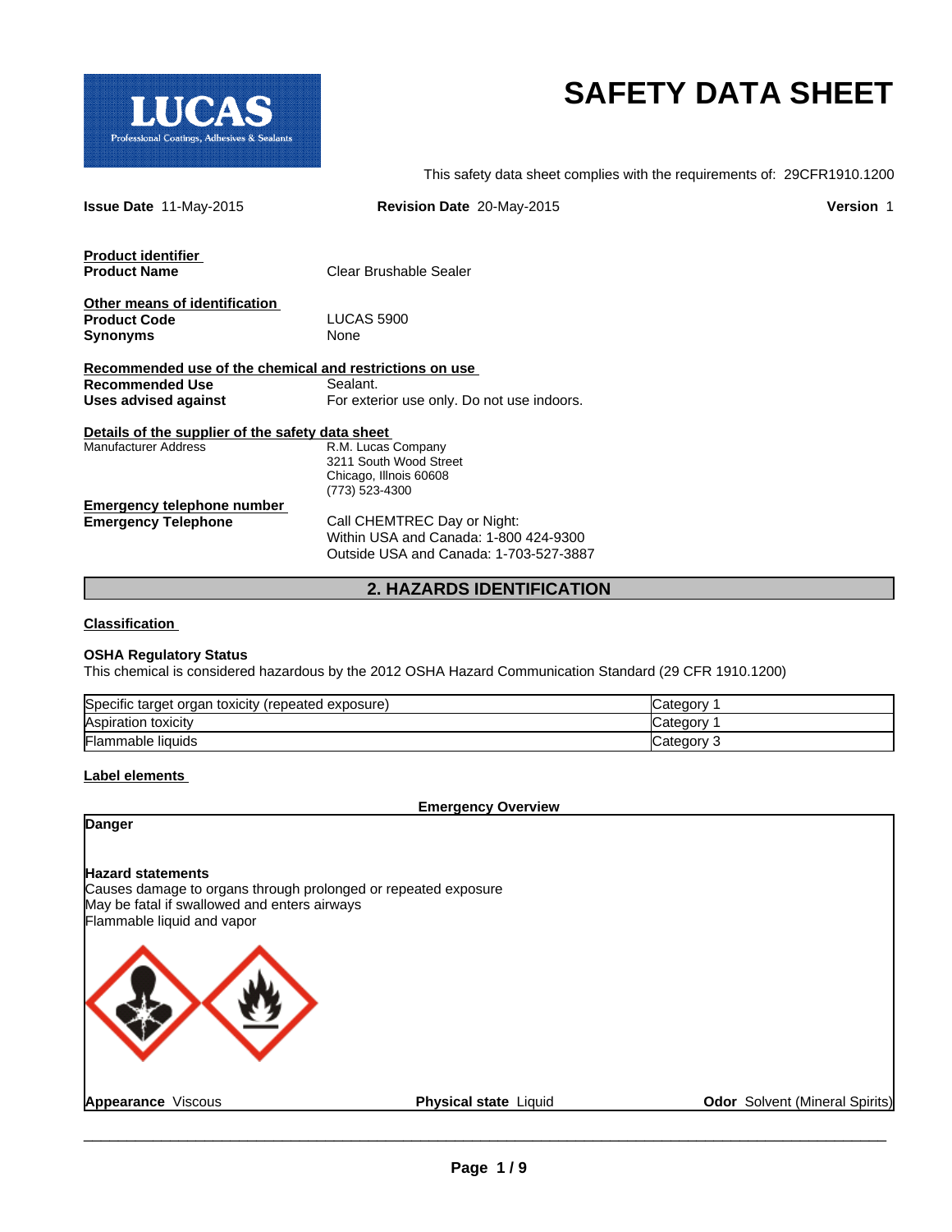# SAFETY DATA SHEET

LUCAS
Professional Coatings, Adhesives & Sealants

This safety data sheet complies with the requirements of: 29CFR1910.1200

**Issue Date** 11-May-2015 **Revision Date** 20-May-2015 **Version** 1

**Product identifier**

**Product Name** Clear Brushable Sealer

**Other means of identification**

**Product Code** LUCAS 5900
**Synonyms** None

**Recommended use of the chemical and restrictions on use**

**Recommended Use** Sealant.
**Uses advised against** For exterior use only. Do not use indoors.

**Details of the supplier of the safety data sheet**

Manufacturer Address
R.M. Lucas Company
3211 South Wood Street
Chicago, Illnois 60608
(773) 523-4300

**Emergency telephone number**

**Emergency Telephone**
Call CHEMTREC Day or Night:
Within USA and Canada: 1-800 424-9300
Outside USA and Canada: 1-703-527-3887

## 2. HAZARDS IDENTIFICATION

**Classification**

**OSHA Regulatory Status**
This chemical is considered hazardous by the 2012 OSHA Hazard Communication Standard (29 CFR 1910.1200)

| Hazard | Category |
| --- | --- |
| Specific target organ toxicity (repeated exposure) | Category 1 |
| Aspiration toxicity | Category 1 |
| Flammable liquids | Category 3 |

**Label elements**

**Emergency Overview**

**Danger**

**Hazard statements**
Causes damage to organs through prolonged or repeated exposure
May be fatal if swallowed and enters airways
Flammable liquid and vapor

**Appearance** Viscous **Physical state** Liquid **Odor** Solvent (Mineral Spirits)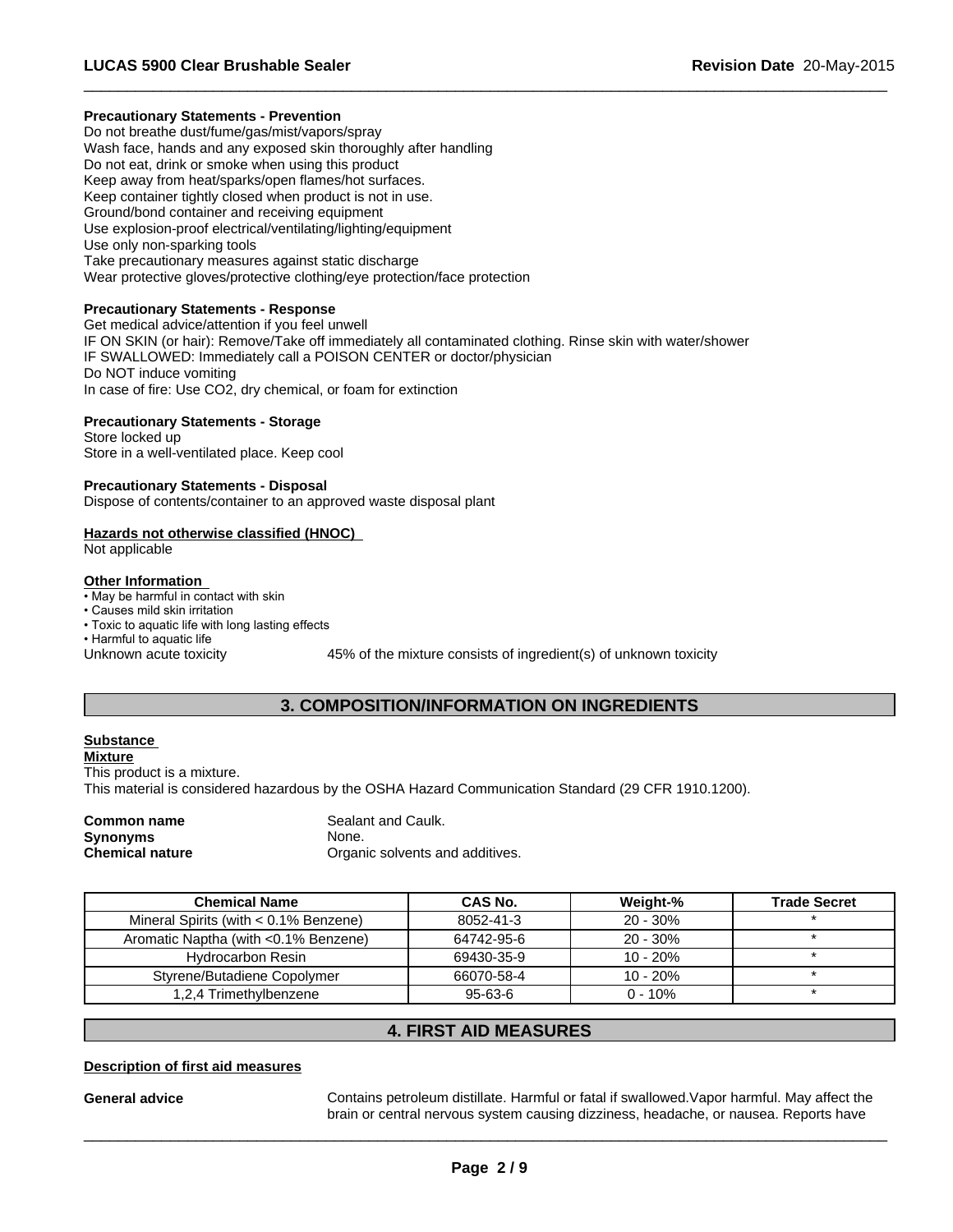**Precautionary Statements - Prevention**
Do not breathe dust/fume/gas/mist/vapors/spray
Wash face, hands and any exposed skin thoroughly after handling
Do not eat, drink or smoke when using this product
Keep away from heat/sparks/open flames/hot surfaces.
Keep container tightly closed when product is not in use.
Ground/bond container and receiving equipment
Use explosion-proof electrical/ventilating/lighting/equipment
Use only non-sparking tools
Take precautionary measures against static discharge
Wear protective gloves/protective clothing/eye protection/face protection

**Precautionary Statements - Response**
Get medical advice/attention if you feel unwell
IF ON SKIN (or hair): Remove/Take off immediately all contaminated clothing. Rinse skin with water/shower
IF SWALLOWED: Immediately call a POISON CENTER or doctor/physician
Do NOT induce vomiting
In case of fire: Use CO2, dry chemical, or foam for extinction

**Precautionary Statements - Storage**
Store locked up
Store in a well-ventilated place. Keep cool

**Precautionary Statements - Disposal**
Dispose of contents/container to an approved waste disposal plant

**Hazards not otherwise classified (HNOC)**
Not applicable

**Other Information**
- May be harmful in contact with skin
- Causes mild skin irritation
- Toxic to aquatic life with long lasting effects
- Harmful to aquatic life

Unknown acute toxicity     45% of the mixture consists of ingredient(s) of unknown toxicity

## 3. COMPOSITION/INFORMATION ON INGREDIENTS

**Substance**
**Mixture**
This product is a mixture.
This material is considered hazardous by the OSHA Hazard Communication Standard (29 CFR 1910.1200).

**Common name** Sealant and Caulk.
**Synonyms** None.
**Chemical nature** Organic solvents and additives.

| Chemical Name | CAS No. | Weight-% | Trade Secret |
|---|---|---|---|
| Mineral Spirits (with < 0.1% Benzene) | 8052-41-3 | 20 - 30% | * |
| Aromatic Naptha (with <0.1% Benzene) | 64742-95-6 | 20 - 30% | * |
| Hydrocarbon Resin | 69430-35-9 | 10 - 20% | * |
| Styrene/Butadiene Copolymer | 66070-58-4 | 10 - 20% | * |
| 1,2,4 Trimethylbenzene | 95-63-6 | 0 - 10% | * |

## 4. FIRST AID MEASURES

**Description of first aid measures**

**General advice** Contains petroleum distillate. Harmful or fatal if swallowed.Vapor harmful. May affect the brain or central nervous system causing dizziness, headache, or nausea. Reports have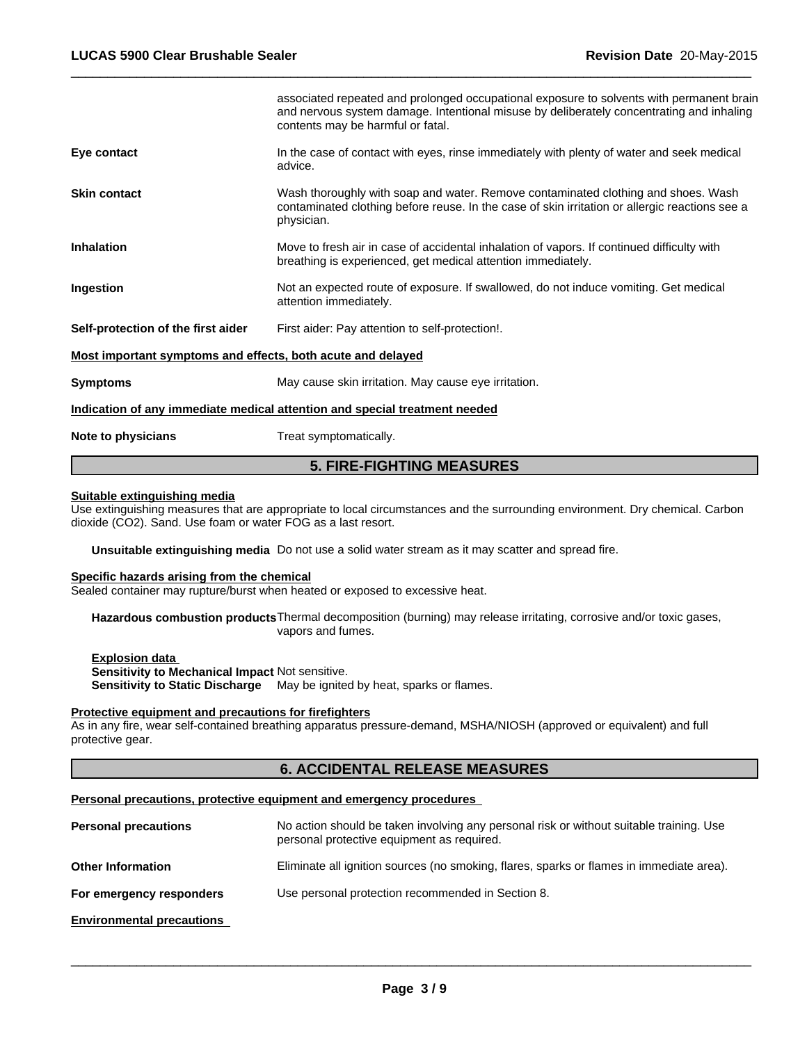associated repeated and prolonged occupational exposure to solvents with permanent brain and nervous system damage. Intentional misuse by deliberately concentrating and inhaling contents may be harmful or fatal.

**Eye contact**
In the case of contact with eyes, rinse immediately with plenty of water and seek medical advice.

**Skin contact**
Wash thoroughly with soap and water. Remove contaminated clothing and shoes. Wash contaminated clothing before reuse. In the case of skin irritation or allergic reactions see a physician.

**Inhalation**
Move to fresh air in case of accidental inhalation of vapors. If continued difficulty with breathing is experienced, get medical attention immediately.

**Ingestion**
Not an expected route of exposure. If swallowed, do not induce vomiting. Get medical attention immediately.

**Self-protection of the first aider**
First aider: Pay attention to self-protection!.

**Most important symptoms and effects, both acute and delayed**

**Symptoms**
May cause skin irritation. May cause eye irritation.

**Indication of any immediate medical attention and special treatment needed**

**Note to physicians**
Treat symptomatically.

## 5. FIRE-FIGHTING MEASURES

**Suitable extinguishing media**

Use extinguishing measures that are appropriate to local circumstances and the surrounding environment. Dry chemical. Carbon dioxide ($CO_2$). Sand. Use foam or water FOG as a last resort.

**Unsuitable extinguishing media** Do not use a solid water stream as it may scatter and spread fire.

**Specific hazards arising from the chemical**

Sealed container may rupture/burst when heated or exposed to excessive heat.

**Hazardous combustion products** Thermal decomposition (burning) may release irritating, corrosive and/or toxic gases, vapors and fumes.

**Explosion data**

**Sensitivity to Mechanical Impact** Not sensitive.

**Sensitivity to Static Discharge** May be ignited by heat, sparks or flames.

**Protective equipment and precautions for firefighters**

As in any fire, wear self-contained breathing apparatus pressure-demand, MSHA/NIOSH (approved or equivalent) and full protective gear.

## 6. ACCIDENTAL RELEASE MEASURES

**Personal precautions, protective equipment and emergency procedures**

**Personal precautions**
No action should be taken involving any personal risk or without suitable training. Use personal protective equipment as required.

**Other Information**
Eliminate all ignition sources (no smoking, flares, sparks or flames in immediate area).

**For emergency responders**
Use personal protection recommended in Section 8.

**Environmental precautions**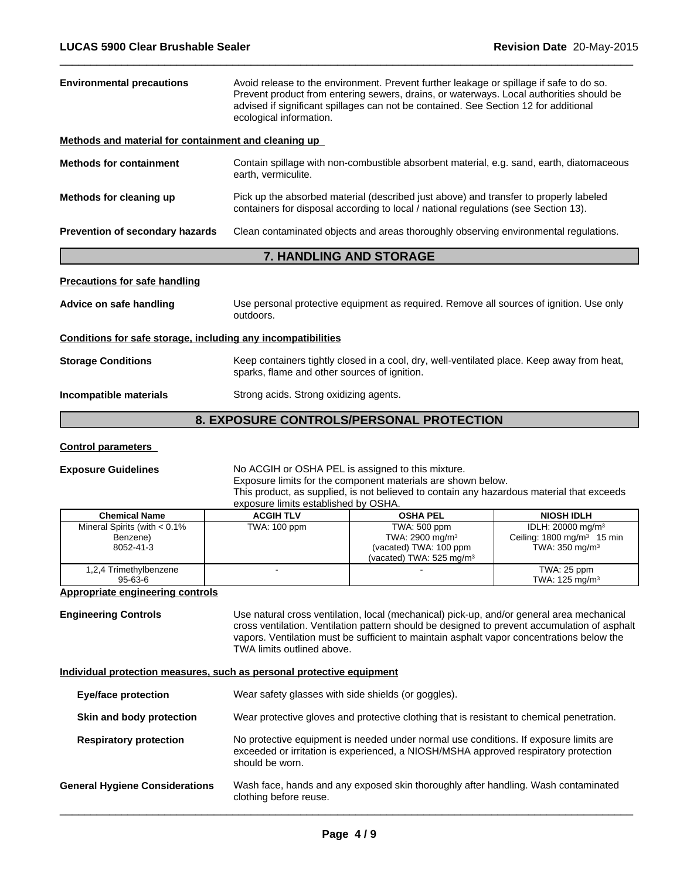**Environmental precautions** Avoid release to the environment. Prevent further leakage or spillage if safe to do so. Prevent product from entering sewers, drains, or waterways. Local authorities should be advised if significant spillages can not be contained. See Section 12 for additional ecological information.

**Methods and material for containment and cleaning up**

**Methods for containment** Contain spillage with non-combustible absorbent material, e.g. sand, earth, diatomaceous earth, vermiculite.

**Methods for cleaning up** Pick up the absorbed material (described just above) and transfer to properly labeled containers for disposal according to local / national regulations (see Section 13).

**Prevention of secondary hazards** Clean contaminated objects and areas thoroughly observing environmental regulations.

## 7. HANDLING AND STORAGE

**Precautions for safe handling**

**Advice on safe handling** Use personal protective equipment as required. Remove all sources of ignition. Use only outdoors.

**Conditions for safe storage, including any incompatibilities**

**Storage Conditions** Keep containers tightly closed in a cool, dry, well-ventilated place. Keep away from heat, sparks, flame and other sources of ignition.

**Incompatible materials** Strong acids. Strong oxidizing agents.

## 8. EXPOSURE CONTROLS/PERSONAL PROTECTION

**Control parameters**

**Exposure Guidelines** No ACGIH or OSHA PEL is assigned to this mixture.
Exposure limits for the component materials are shown below.
This product, as supplied, is not believed to contain any hazardous material that exceeds exposure limits established by OSHA.

| Chemical Name | ACGIH TLV | OSHA PEL | NIOSH IDLH |
|---|---|---|---|
| Mineral Spirits (with < 0.1% Benzene) 8052-41-3 | TWA: 100 ppm | TWA: 500 ppm<br>TWA: 2900 mg/m³<br>(vacated) TWA: 100 ppm<br>(vacated) TWA: 525 mg/m³ | IDLH: 20000 mg/m³<br>Ceiling: 1800 mg/m³ 15 min<br>TWA: 350 mg/m³ |
| 1,2,4 Trimethylbenzene 95-63-6 | - | - | TWA: 25 ppm<br>TWA: 125 mg/m³ |

**Appropriate engineering controls**

**Engineering Controls** Use natural cross ventilation, local (mechanical) pick-up, and/or general area mechanical cross ventilation. Ventilation pattern should be designed to prevent accumulation of asphalt vapors. Ventilation must be sufficient to maintain asphalt vapor concentrations below the TWA limits outlined above.

**Individual protection measures, such as personal protective equipment**

**Eye/face protection** Wear safety glasses with side shields (or goggles).

**Skin and body protection** Wear protective gloves and protective clothing that is resistant to chemical penetration.

**Respiratory protection** No protective equipment is needed under normal use conditions. If exposure limits are exceeded or irritation is experienced, a NIOSH/MSHA approved respiratory protection should be worn.

**General Hygiene Considerations** Wash face, hands and any exposed skin thoroughly after handling. Wash contaminated clothing before reuse.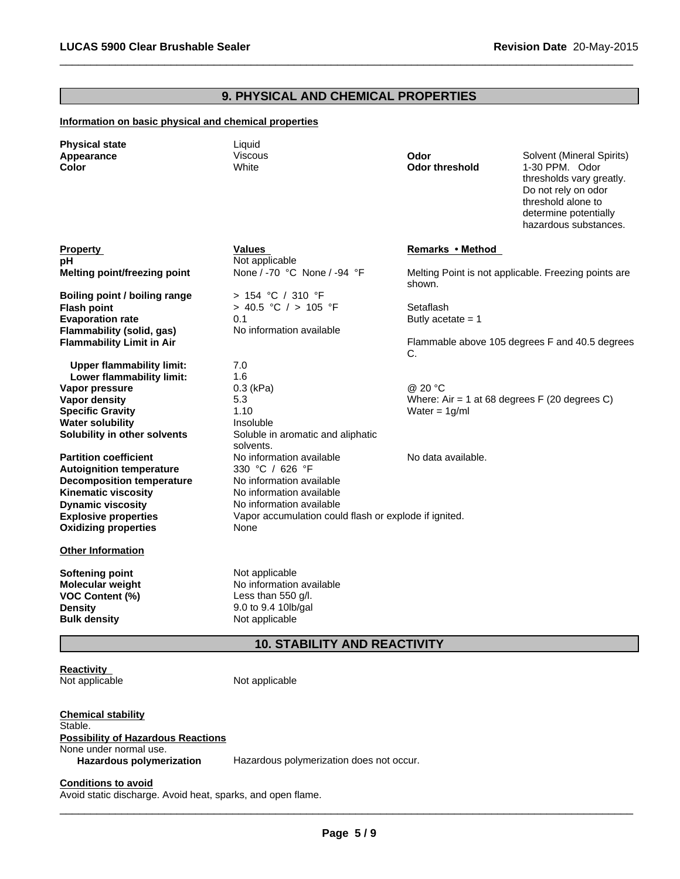## 9. PHYSICAL AND CHEMICAL PROPERTIES

**Information on basic physical and chemical properties**

| | | | |
|---|---|---|---|
| **Physical state** | Liquid | | |
| **Appearance** | Viscous | **Odor** | Solvent (Mineral Spirits) |
| **Color** | White | **Odor threshold** | 1-30 PPM. Odor thresholds vary greatly. Do not rely on odor threshold alone to determine potentially hazardous substances. |

| **Property** | **Values** | **Remarks • Method** |
|---|---|---|
| **pH** | Not applicable | |
| **Melting point/freezing point** | None / -70 °C None / -94 °F | Melting Point is not applicable. Freezing points are shown. |
| **Boiling point / boiling range** | > 154 °C / 310 °F | |
| **Flash point** | > 40.5 °C / > 105 °F | Setaflash |
| **Evaporation rate** | 0.1 | Butly acetate = 1 |
| **Flammability (solid, gas)** | No information available | |
| **Flammability Limit in Air** | | Flammable above 105 degrees F and 40.5 degrees C. |
| **Upper flammability limit:** | 7.0 | |
| **Lower flammability limit:** | 1.6 | |
| **Vapor pressure** | 0.3 (kPa) | @ 20 °C |
| **Vapor density** | 5.3 | Where: Air = 1 at 68 degrees F (20 degrees C) |
| **Specific Gravity** | 1.10 | Water = 1g/ml |
| **Water solubility** | Insoluble | |
| **Solubility in other solvents** | Soluble in aromatic and aliphatic solvents. | |
| **Partition coefficient** | No information available | No data available. |
| **Autoignition temperature** | 330 °C / 626 °F | |
| **Decomposition temperature** | No information available | |
| **Kinematic viscosity** | No information available | |
| **Dynamic viscosity** | No information available | |
| **Explosive properties** | Vapor accumulation could flash or explode if ignited. | |
| **Oxidizing properties** | None | |

**Other Information**

| | |
|---|---|
| **Softening point** | Not applicable |
| **Molecular weight** | No information available |
| **VOC Content (%)** | Less than 550 g/l. |
| **Density** | 9.0 to 9.4 10lb/gal |
| **Bulk density** | Not applicable |

## 10. STABILITY AND REACTIVITY

**Reactivity**

Not applicable Not applicable

**Chemical stability**

Stable.

**Possibility of Hazardous Reactions**

None under normal use.

**Hazardous polymerization** Hazardous polymerization does not occur.

**Conditions to avoid**

Avoid static discharge. Avoid heat, sparks, and open flame.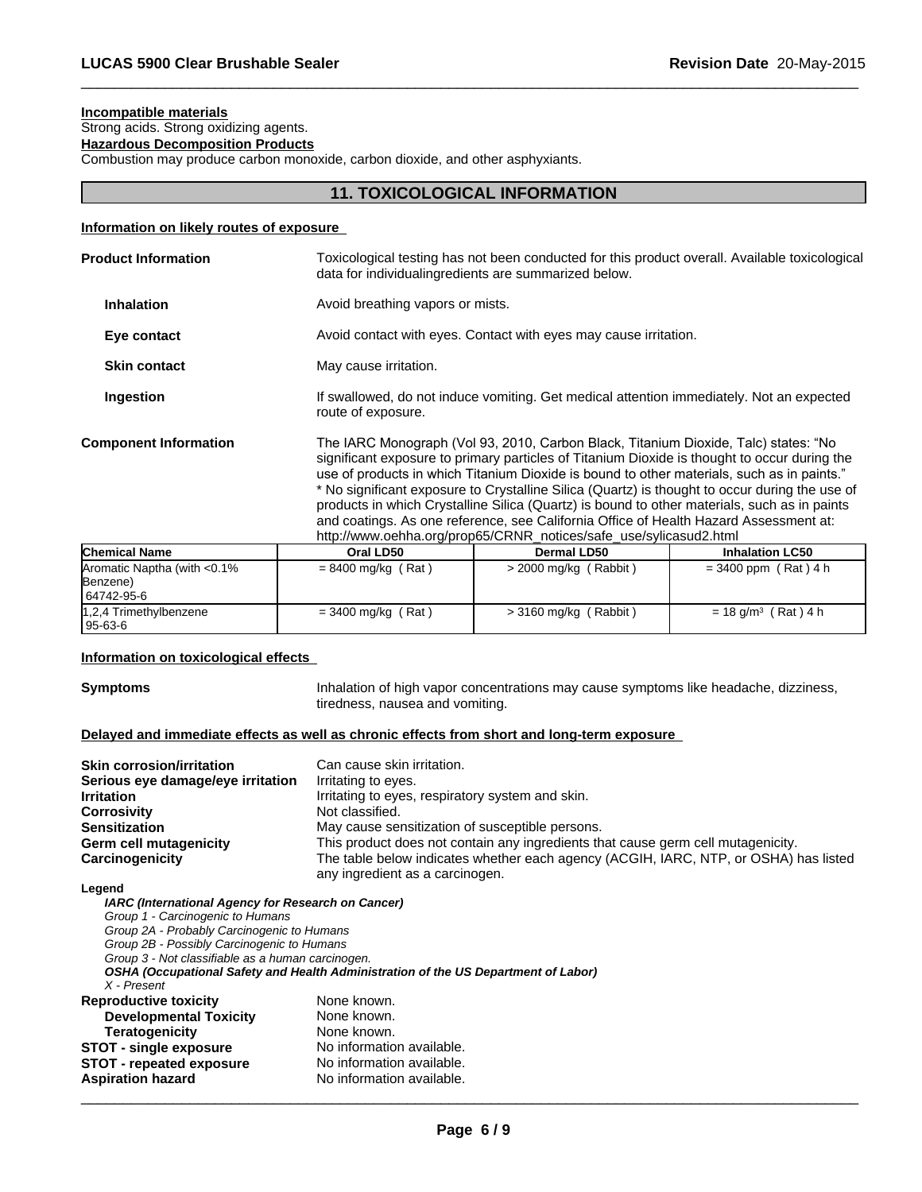**Incompatible materials**
Strong acids. Strong oxidizing agents.

**Hazardous Decomposition Products**
Combustion may produce carbon monoxide, carbon dioxide, and other asphyxiants.

## 11. TOXICOLOGICAL INFORMATION

**Information on likely routes of exposure**

**Product Information** Toxicological testing has not been conducted for this product overall. Available toxicological data for individualingredients are summarized below.

**Inhalation** Avoid breathing vapors or mists.

**Eye contact** Avoid contact with eyes. Contact with eyes may cause irritation.

**Skin contact** May cause irritation.

**Ingestion** If swallowed, do not induce vomiting. Get medical attention immediately. Not an expected route of exposure.

**Component Information** The IARC Monograph (Vol 93, 2010, Carbon Black, Titanium Dioxide, Talc) states: "No significant exposure to primary particles of Titanium Dioxide is thought to occur during the use of products in which Titanium Dioxide is bound to other materials, such as in paints." * No significant exposure to Crystalline Silica (Quartz) is thought to occur during the use of products in which Crystalline Silica (Quartz) is bound to other materials, such as in paints and coatings. As one reference, see California Office of Health Hazard Assessment at: http://www.oehha.org/prop65/CRNR_notices/safe_use/sylicasud2.html

| Chemical Name | Oral LD50 | Dermal LD50 | Inhalation LC50 |
|---|---|---|---|
| Aromatic Naptha (with <0.1% Benzene) 64742-95-6 | = 8400 mg/kg ( Rat ) | > 2000 mg/kg ( Rabbit ) | = 3400 ppm ( Rat ) 4 h |
| 1,2,4 Trimethylbenzene 95-63-6 | = 3400 mg/kg ( Rat ) | > 3160 mg/kg ( Rabbit ) | = 18 g/m$^3$ ( Rat ) 4 h |

**Information on toxicological effects**

**Symptoms** Inhalation of high vapor concentrations may cause symptoms like headache, dizziness, tiredness, nausea and vomiting.

**Delayed and immediate effects as well as chronic effects from short and long-term exposure**

**Skin corrosion/irritation** Can cause skin irritation.
**Serious eye damage/eye irritation** Irritating to eyes.
**Irritation** Irritating to eyes, respiratory system and skin.
**Corrosivity** Not classified.
**Sensitization** May cause sensitization of susceptible persons.
**Germ cell mutagenicity** This product does not contain any ingredients that cause germ cell mutagenicity.
**Carcinogenicity** The table below indicates whether each agency (ACGIH, IARC, NTP, or OSHA) has listed any ingredient as a carcinogen.

**Legend**
***IARC (International Agency for Research on Cancer)***
*Group 1 - Carcinogenic to Humans*
*Group 2A - Probably Carcinogenic to Humans*
*Group 2B - Possibly Carcinogenic to Humans*
*Group 3 - Not classifiable as a human carcinogen.*
***OSHA (Occupational Safety and Health Administration of the US Department of Labor)***
*X - Present*

**Reproductive toxicity** None known.
**Developmental Toxicity** None known.
**Teratogenicity** None known.
**STOT - single exposure** No information available.
**STOT - repeated exposure** No information available.
**Aspiration hazard** No information available.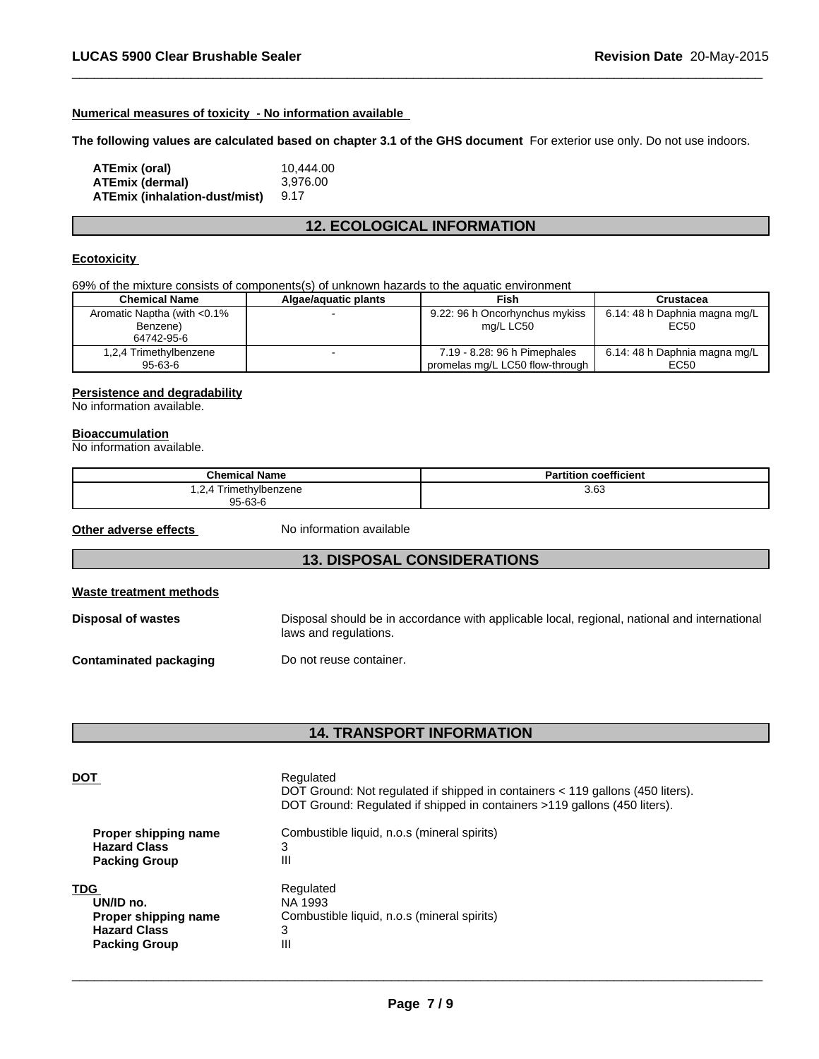**Numerical measures of toxicity - No information available**

**The following values are calculated based on chapter 3.1 of the GHS document** For exterior use only. Do not use indoors.

| | |
|---|---|
| **ATEmix (oral)** | 10,444.00 |
| **ATEmix (dermal)** | 3,976.00 |
| **ATEmix (inhalation-dust/mist)** | 9.17 |

## 12. ECOLOGICAL INFORMATION

**Ecotoxicity**

69% of the mixture consists of components(s) of unknown hazards to the aquatic environment

| Chemical Name | Algae/aquatic plants | Fish | Crustacea |
|---|---|---|---|
| Aromatic Naptha (with <0.1% Benzene) 64742-95-6 | - | 9.22: 96 h Oncorhynchus mykiss mg/L LC50 | 6.14: 48 h Daphnia magna mg/L EC50 |
| 1,2,4 Trimethylbenzene 95-63-6 | - | 7.19 - 8.28: 96 h Pimephales promelas mg/L LC50 flow-through | 6.14: 48 h Daphnia magna mg/L EC50 |

**Persistence and degradability**

No information available.

**Bioaccumulation**

No information available.

| Chemical Name | Partition coefficient |
|---|---|
| 1,2,4 Trimethylbenzene 95-63-6 | 3.63 |

**Other adverse effects** No information available

## 13. DISPOSAL CONSIDERATIONS

**Waste treatment methods**

**Disposal of wastes** Disposal should be in accordance with applicable local, regional, national and international laws and regulations.

**Contaminated packaging** Do not reuse container.

## 14. TRANSPORT INFORMATION

**DOT** Regulated
DOT Ground: Not regulated if shipped in containers < 119 gallons (450 liters).
DOT Ground: Regulated if shipped in containers >119 gallons (450 liters).

| | |
|---|---|
| **Proper shipping name** | Combustible liquid, n.o.s (mineral spirits) |
| **Hazard Class** | 3 |
| **Packing Group** | III |

| | |
|---|---|
| **TDG** | Regulated |
| **UN/ID no.** | NA 1993 |
| **Proper shipping name** | Combustible liquid, n.o.s (mineral spirits) |
| **Hazard Class** | 3 |
| **Packing Group** | III |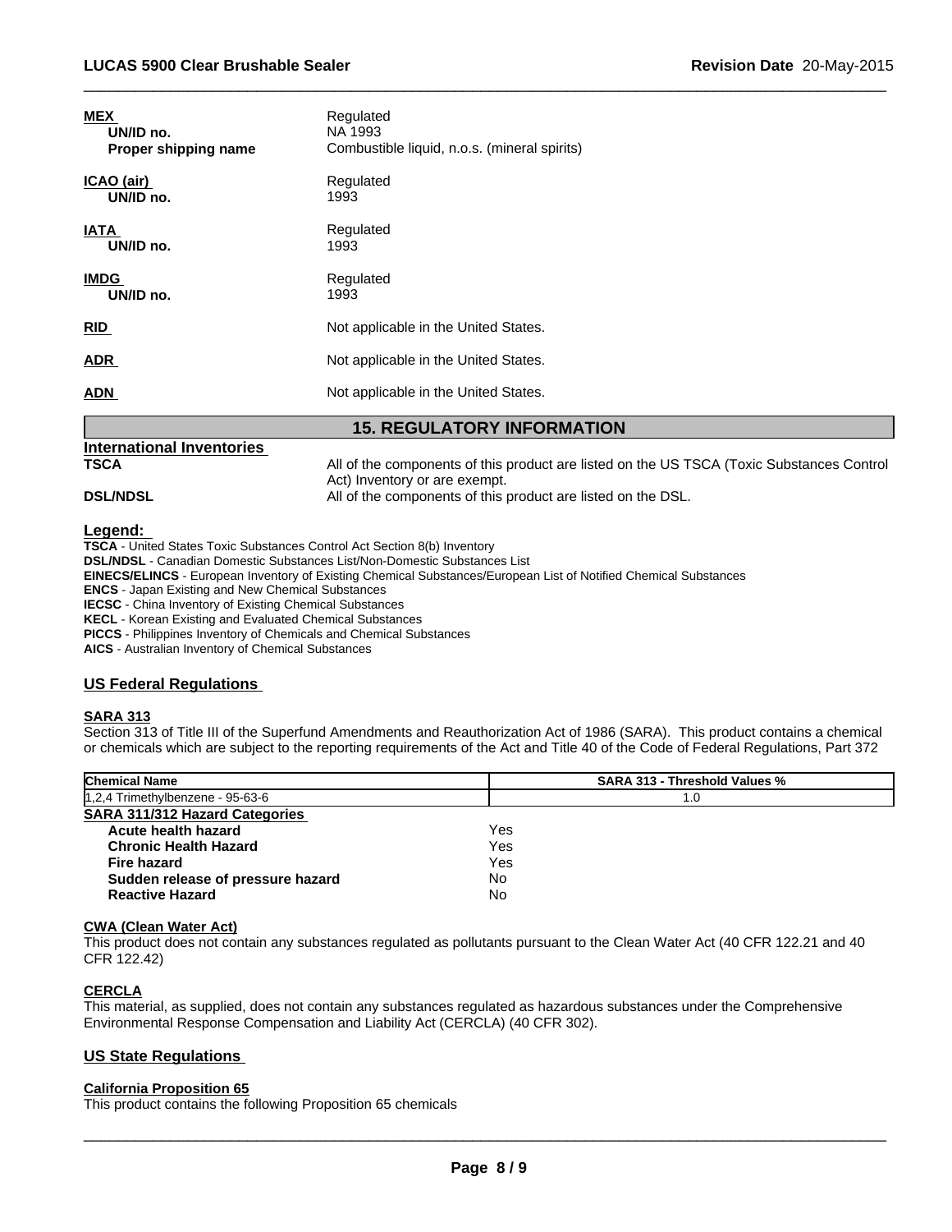**MEX** Regulated
**UN/ID no.** NA 1993
**Proper shipping name** Combustible liquid, n.o.s. (mineral spirits)

**ICAO (air)** Regulated
**UN/ID no.** 1993

**IATA** Regulated
**UN/ID no.** 1993

**IMDG** Regulated
**UN/ID no.** 1993

**RID** Not applicable in the United States.

**ADR** Not applicable in the United States.

**ADN** Not applicable in the United States.

## 15. REGULATORY INFORMATION

**International Inventories**

**TSCA** All of the components of this product are listed on the US TSCA (Toxic Substances Control Act) Inventory or are exempt.

**DSL/NDSL** All of the components of this product are listed on the DSL.

**Legend:**

**TSCA** - United States Toxic Substances Control Act Section 8(b) Inventory
**DSL/NDSL** - Canadian Domestic Substances List/Non-Domestic Substances List
**EINECS/ELINCS** - European Inventory of Existing Chemical Substances/European List of Notified Chemical Substances
**ENCS** - Japan Existing and New Chemical Substances
**IECSC** - China Inventory of Existing Chemical Substances
**KECL** - Korean Existing and Evaluated Chemical Substances
**PICCS** - Philippines Inventory of Chemicals and Chemical Substances
**AICS** - Australian Inventory of Chemical Substances

### US Federal Regulations

**SARA 313**

Section 313 of Title III of the Superfund Amendments and Reauthorization Act of 1986 (SARA). This product contains a chemical or chemicals which are subject to the reporting requirements of the Act and Title 40 of the Code of Federal Regulations, Part 372

| Chemical Name | SARA 313 - Threshold Values % |
|---|---|
| 1,2,4 Trimethylbenzene - 95-63-6 | 1.0 |

**SARA 311/312 Hazard Categories**

| | |
|---|---|
| **Acute health hazard** | Yes |
| **Chronic Health Hazard** | Yes |
| **Fire hazard** | Yes |
| **Sudden release of pressure hazard** | No |
| **Reactive Hazard** | No |

**CWA (Clean Water Act)**

This product does not contain any substances regulated as pollutants pursuant to the Clean Water Act (40 CFR 122.21 and 40 CFR 122.42)

**CERCLA**

This material, as supplied, does not contain any substances regulated as hazardous substances under the Comprehensive Environmental Response Compensation and Liability Act (CERCLA) (40 CFR 302).

### US State Regulations

**California Proposition 65**

This product contains the following Proposition 65 chemicals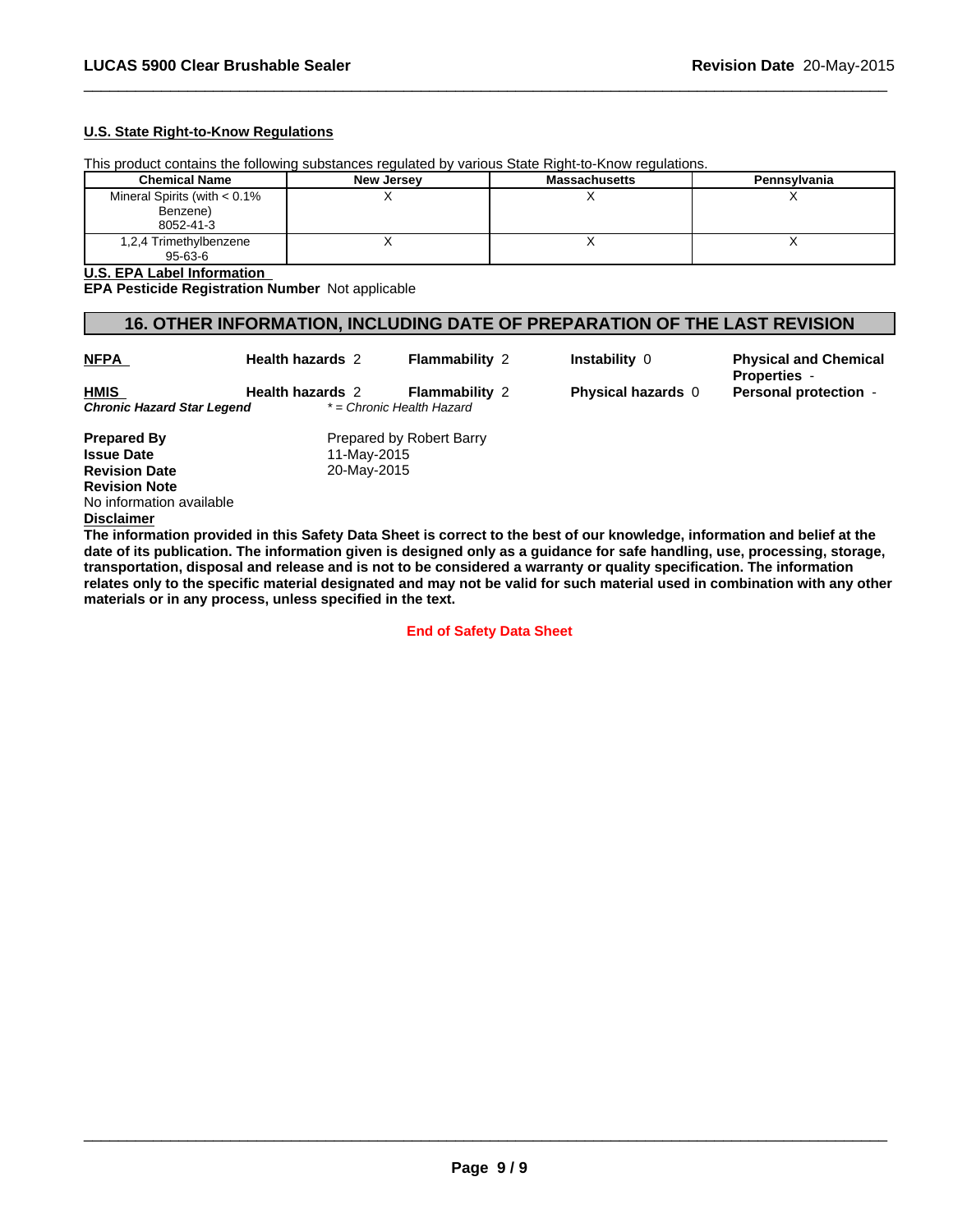**U.S. State Right-to-Know Regulations**

This product contains the following substances regulated by various State Right-to-Know regulations.

| Chemical Name | New Jersey | Massachusetts | Pennsylvania |
|---|---|---|---|
| Mineral Spirits (with < 0.1% Benzene) 8052-41-3 | X | X | X |
| 1,2,4 Trimethylbenzene 95-63-6 | X | X | X |

**U.S. EPA Label Information**

**EPA Pesticide Registration Number** Not applicable

## 16. OTHER INFORMATION, INCLUDING DATE OF PREPARATION OF THE LAST REVISION

| | | | | |
|---|---|---|---|---|
| **NFPA** | **Health hazards** 2 | **Flammability** 2 | **Instability** 0 | **Physical and Chemical Properties** - |
| **HMIS** | **Health hazards** 2 | **Flammability** 2 | **Physical hazards** 0 | **Personal protection** - |

***Chronic Hazard Star Legend*** *\* = Chronic Health Hazard*

**Prepared By** Prepared by Robert Barry

**Issue Date** 11-May-2015

**Revision Date** 20-May-2015

**Revision Note**

No information available

**Disclaimer**

**The information provided in this Safety Data Sheet is correct to the best of our knowledge, information and belief at the date of its publication. The information given is designed only as a guidance for safe handling, use, processing, storage, transportation, disposal and release and is not to be considered a warranty or quality specification. The information relates only to the specific material designated and may not be valid for such material used in combination with any other materials or in any process, unless specified in the text.**

**End of Safety Data Sheet**